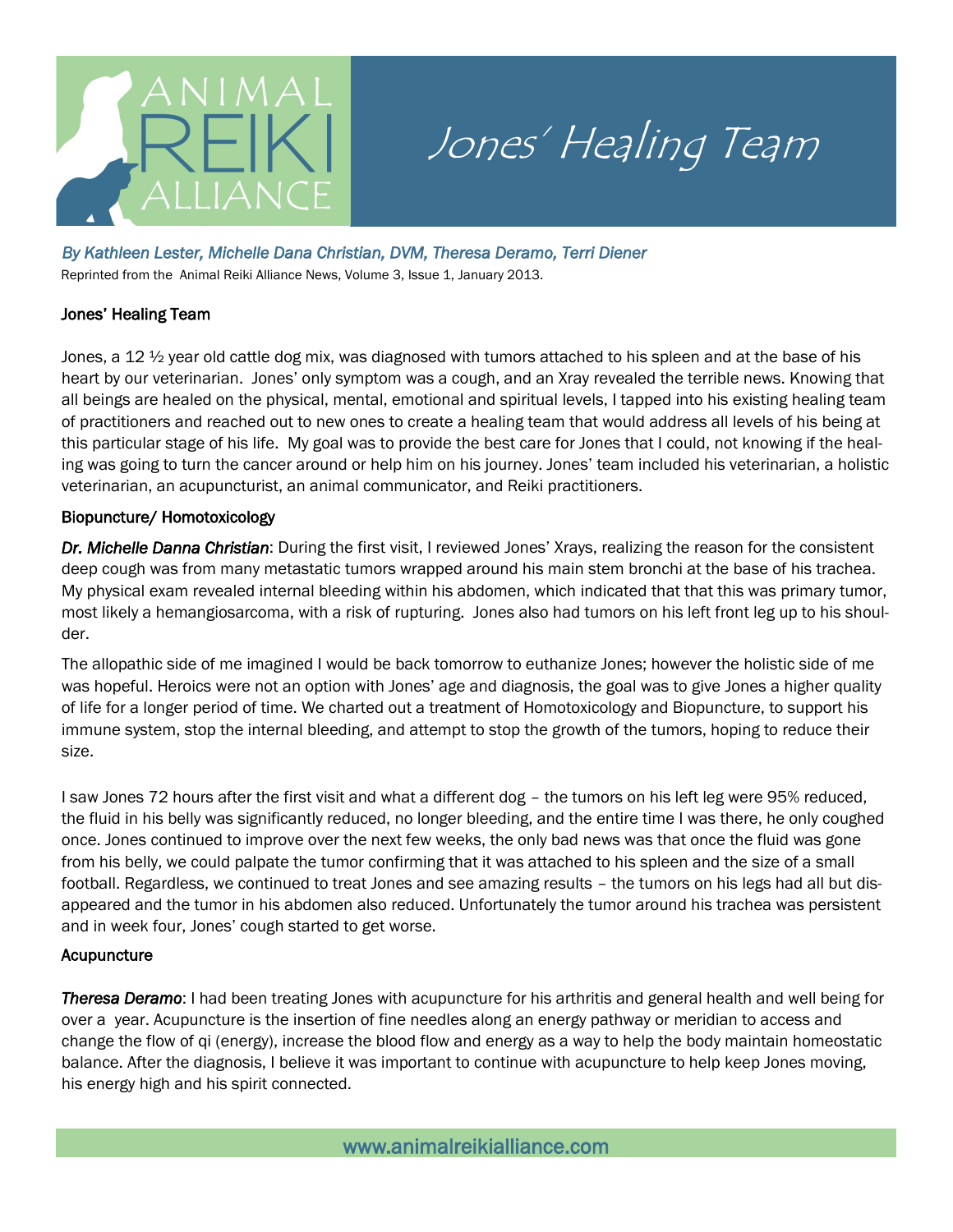# Jones' Healing Team

*By Kathleen Lester, Michelle Dana Christian, DVM, Theresa Deramo, Terri Diener*

Reprinted from the Animal Reiki Alliance News, Volume 3, Issue 1, January 2013.

## Jones' Healing Team

Jones, a 12 ½ year old cattle dog mix, was diagnosed with tumors attached to his spleen and at the base of his heart by our veterinarian. Jones' only symptom was a cough, and an Xray revealed the terrible news. Knowing that all beings are healed on the physical, mental, emotional and spiritual levels, I tapped into his existing healing team of practitioners and reached out to new ones to create a healing team that would address all levels of his being at this particular stage of his life. My goal was to provide the best care for Jones that I could, not knowing if the healing was going to turn the cancer around or help him on his journey. Jones' team included his veterinarian, a holistic veterinarian, an acupuncturist, an animal communicator, and Reiki practitioners.

## Biopuncture/ Homotoxicology

***Dr. Michelle Danna Christian***: During the first visit, I reviewed Jones' Xrays, realizing the reason for the consistent deep cough was from many metastatic tumors wrapped around his main stem bronchi at the base of his trachea. My physical exam revealed internal bleeding within his abdomen, which indicated that that this was primary tumor, most likely a hemangiosarcoma, with a risk of rupturing. Jones also had tumors on his left front leg up to his shoulder.

The allopathic side of me imagined I would be back tomorrow to euthanize Jones; however the holistic side of me was hopeful. Heroics were not an option with Jones' age and diagnosis, the goal was to give Jones a higher quality of life for a longer period of time. We charted out a treatment of Homotoxicology and Biopuncture, to support his immune system, stop the internal bleeding, and attempt to stop the growth of the tumors, hoping to reduce their size.

I saw Jones 72 hours after the first visit and what a different dog – the tumors on his left leg were 95% reduced, the fluid in his belly was significantly reduced, no longer bleeding, and the entire time I was there, he only coughed once. Jones continued to improve over the next few weeks, the only bad news was that once the fluid was gone from his belly, we could palpate the tumor confirming that it was attached to his spleen and the size of a small football. Regardless, we continued to treat Jones and see amazing results – the tumors on his legs had all but disappeared and the tumor in his abdomen also reduced. Unfortunately the tumor around his trachea was persistent and in week four, Jones' cough started to get worse.

## Acupuncture

***Theresa Deramo***: I had been treating Jones with acupuncture for his arthritis and general health and well being for over a year. Acupuncture is the insertion of fine needles along an energy pathway or meridian to access and change the flow of qi (energy), increase the blood flow and energy as a way to help the body maintain homeostatic balance. After the diagnosis, I believe it was important to continue with acupuncture to help keep Jones moving, his energy high and his spirit connected.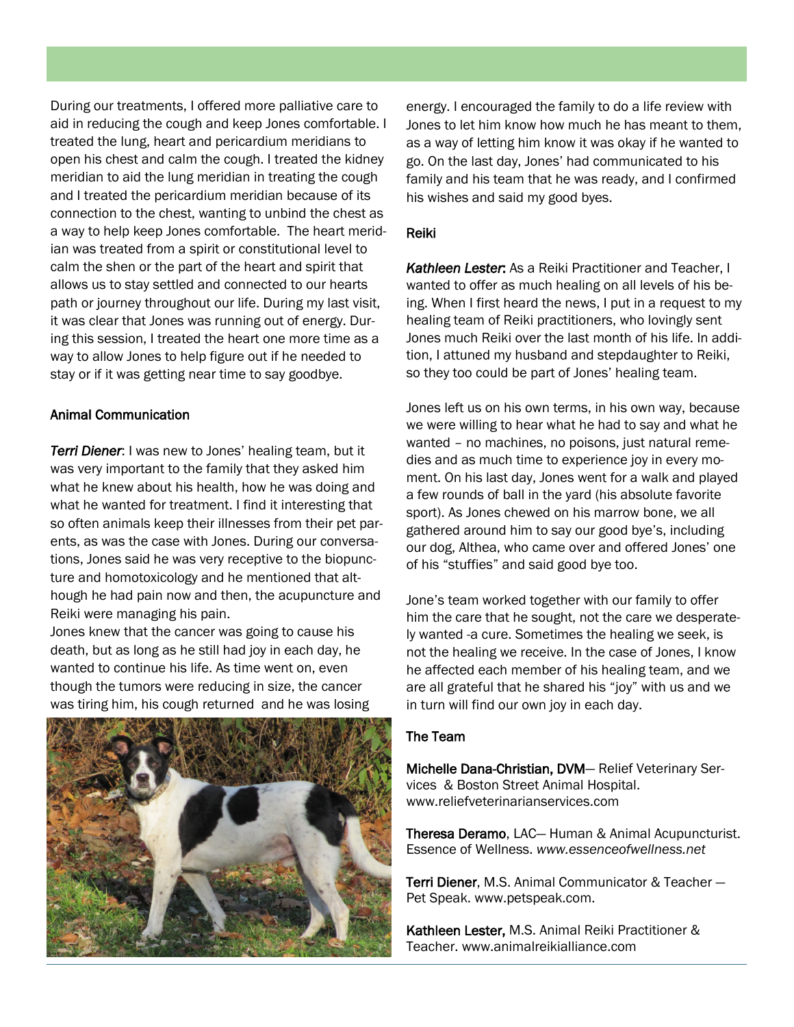During our treatments, I offered more palliative care to aid in reducing the cough and keep Jones comfortable. I treated the lung, heart and pericardium meridians to open his chest and calm the cough. I treated the kidney meridian to aid the lung meridian in treating the cough and I treated the pericardium meridian because of its connection to the chest, wanting to unbind the chest as a way to help keep Jones comfortable. The heart meridian was treated from a spirit or constitutional level to calm the shen or the part of the heart and spirit that allows us to stay settled and connected to our hearts path or journey throughout our life. During my last visit, it was clear that Jones was running out of energy. During this session, I treated the heart one more time as a way to allow Jones to help figure out if he needed to stay or if it was getting near time to say goodbye.

### Animal Communication

***Terri Diener***: I was new to Jones' healing team, but it was very important to the family that they asked him what he knew about his health, how he was doing and what he wanted for treatment. I find it interesting that so often animals keep their illnesses from their pet parents, as was the case with Jones. During our conversations, Jones said he was very receptive to the biopuncture and homotoxicology and he mentioned that although he had pain now and then, the acupuncture and Reiki were managing his pain.

Jones knew that the cancer was going to cause his death, but as long as he still had joy in each day, he wanted to continue his life. As time went on, even though the tumors were reducing in size, the cancer was tiring him, his cough returned and he was losing energy. I encouraged the family to do a life review with Jones to let him know how much he has meant to them, as a way of letting him know it was okay if he wanted to go. On the last day, Jones' had communicated to his family and his team that he was ready, and I confirmed his wishes and said my good byes.

### Reiki

***Kathleen Lester***: As a Reiki Practitioner and Teacher, I wanted to offer as much healing on all levels of his being. When I first heard the news, I put in a request to my healing team of Reiki practitioners, who lovingly sent Jones much Reiki over the last month of his life. In addition, I attuned my husband and stepdaughter to Reiki, so they too could be part of Jones' healing team.

Jones left us on his own terms, in his own way, because we were willing to hear what he had to say and what he wanted – no machines, no poisons, just natural remedies and as much time to experience joy in every moment. On his last day, Jones went for a walk and played a few rounds of ball in the yard (his absolute favorite sport). As Jones chewed on his marrow bone, we all gathered around him to say our good bye's, including our dog, Althea, who came over and offered Jones' one of his "stuffies" and said good bye too.

Jone's team worked together with our family to offer him the care that he sought, not the care we desperately wanted -a cure. Sometimes the healing we seek, is not the healing we receive. In the case of Jones, I know he affected each member of his healing team, and we are all grateful that he shared his "joy" with us and we in turn will find our own joy in each day.

### The Team

**Michelle Dana-Christian, DVM**— Relief Veterinary Services & Boston Street Animal Hospital. www.reliefveterinarianservices.com

**Theresa Deramo**, LAC— Human & Animal Acupuncturist. Essence of Wellness. *www.essenceofwellness.net*

**Terri Diener**, M.S. Animal Communicator & Teacher — Pet Speak. www.petspeak.com.

**Kathleen Lester,** M.S. Animal Reiki Practitioner & Teacher. www.animalreikialliance.com